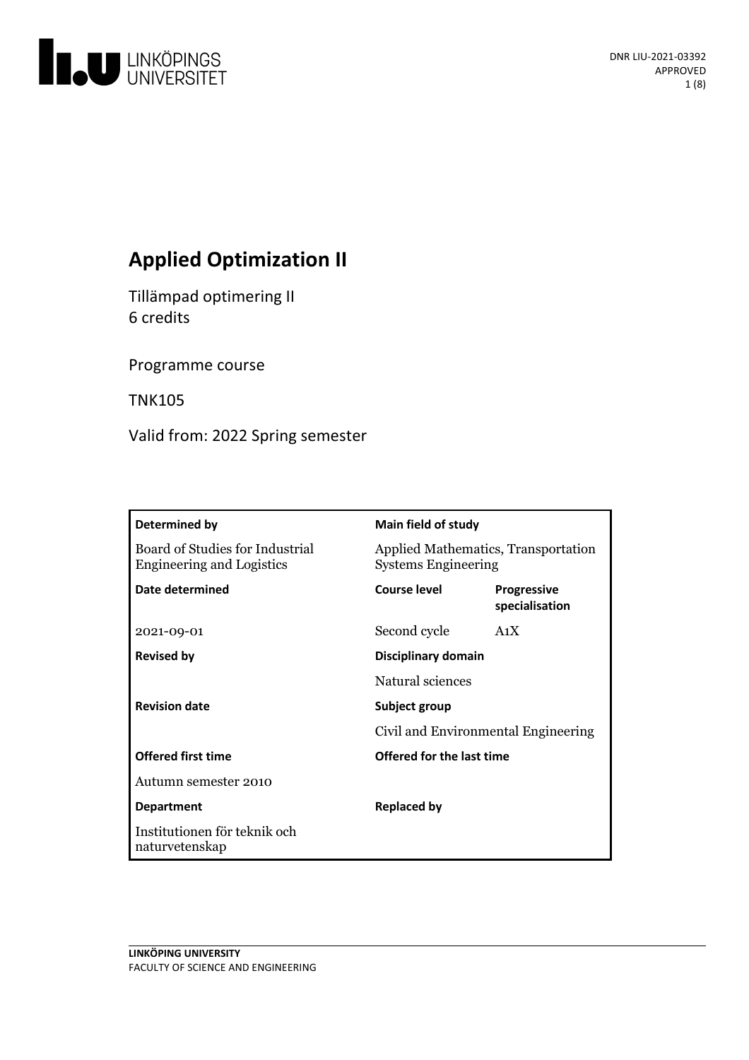# Applied Optimization II

Tillämpad optimering II
6 credits

Programme course

TNK105

Valid from: 2022 Spring semester

| Determined by | Main field of study | |
|---|---|---|
| Board of Studies for Industrial Engineering and Logistics | Applied Mathematics, Transportation Systems Engineering | |
| **Date determined** | **Course level** | **Progressive specialisation** |
| 2021-09-01 | Second cycle | A1X |
| **Revised by** | **Disciplinary domain** | |
| | Natural sciences | |
| **Revision date** | **Subject group** | |
| | Civil and Environmental Engineering | |
| **Offered first time** | **Offered for the last time** | |
| Autumn semester 2010 | | |
| **Department** | **Replaced by** | |
| Institutionen för teknik och naturvetenskap | | |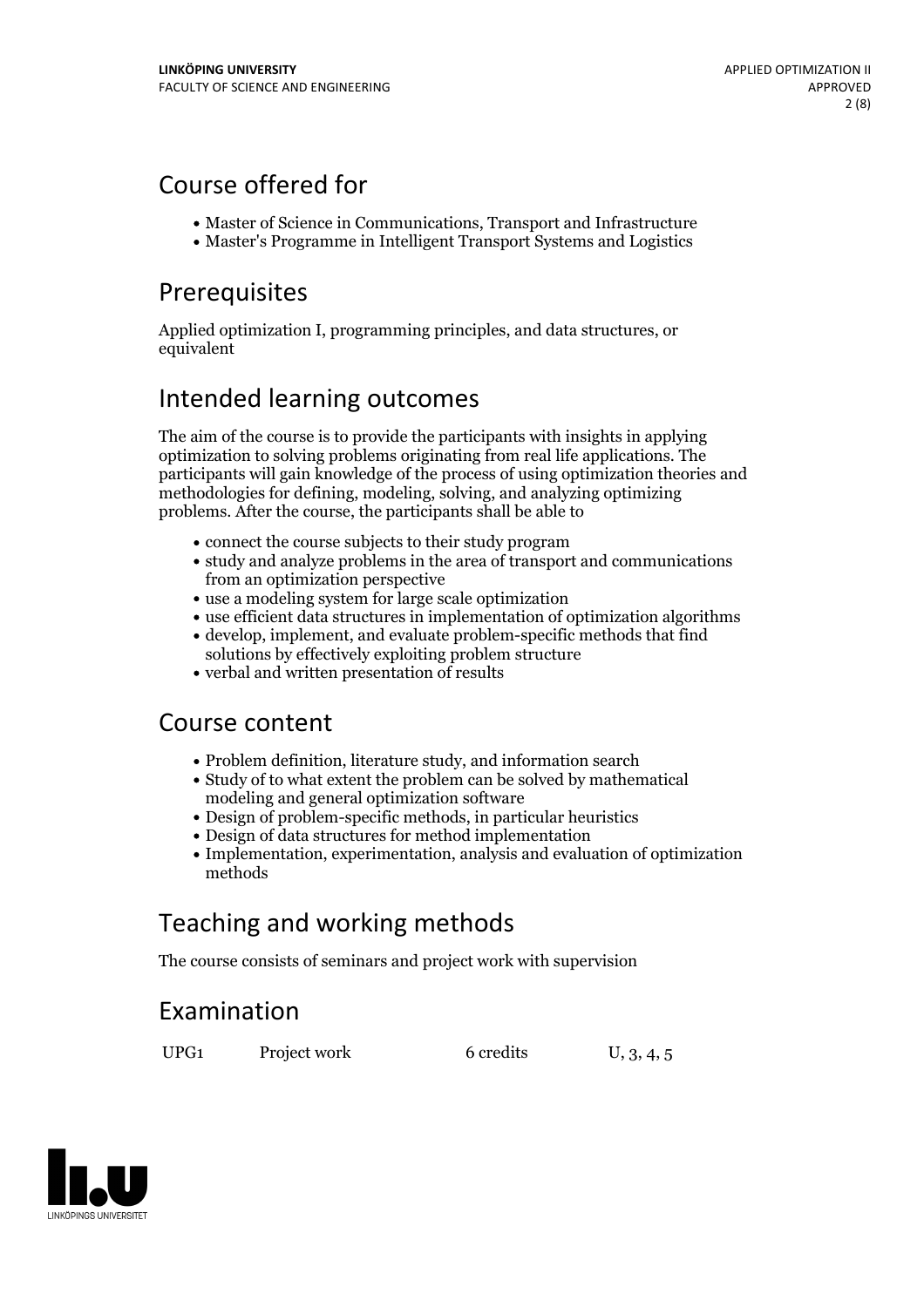## Course offered for

- Master of Science in Communications, Transport and Infrastructure
- Master's Programme in Intelligent Transport Systems and Logistics

## Prerequisites

Applied optimization I, programming principles, and data structures, or equivalent

## Intended learning outcomes

The aim of the course is to provide the participants with insights in applying optimization to solving problems originating from real life applications. The participants will gain knowledge of the process of using optimization theories and methodologies for defining, modeling, solving, and analyzing optimizing problems. After the course, the participants shall be able to

- connect the course subjects to their study program
- study and analyze problems in the area of transport and communications from an optimization perspective
- use a modeling system for large scale optimization
- use efficient data structures in implementation of optimization algorithms
- develop, implement, and evaluate problem-specific methods that find solutions by effectively exploiting problem structure
- verbal and written presentation of results

## Course content

- Problem definition, literature study, and information search
- Study of to what extent the problem can be solved by mathematical modeling and general optimization software
- Design of problem-specific methods, in particular heuristics
- Design of data structures for method implementation
- Implementation, experimentation, analysis and evaluation of optimization methods

## Teaching and working methods

The course consists of seminars and project work with supervision

## Examination

| | | | |
|---|---|---|---|
| UPG1 | Project work | 6 credits | U, 3, 4, 5 |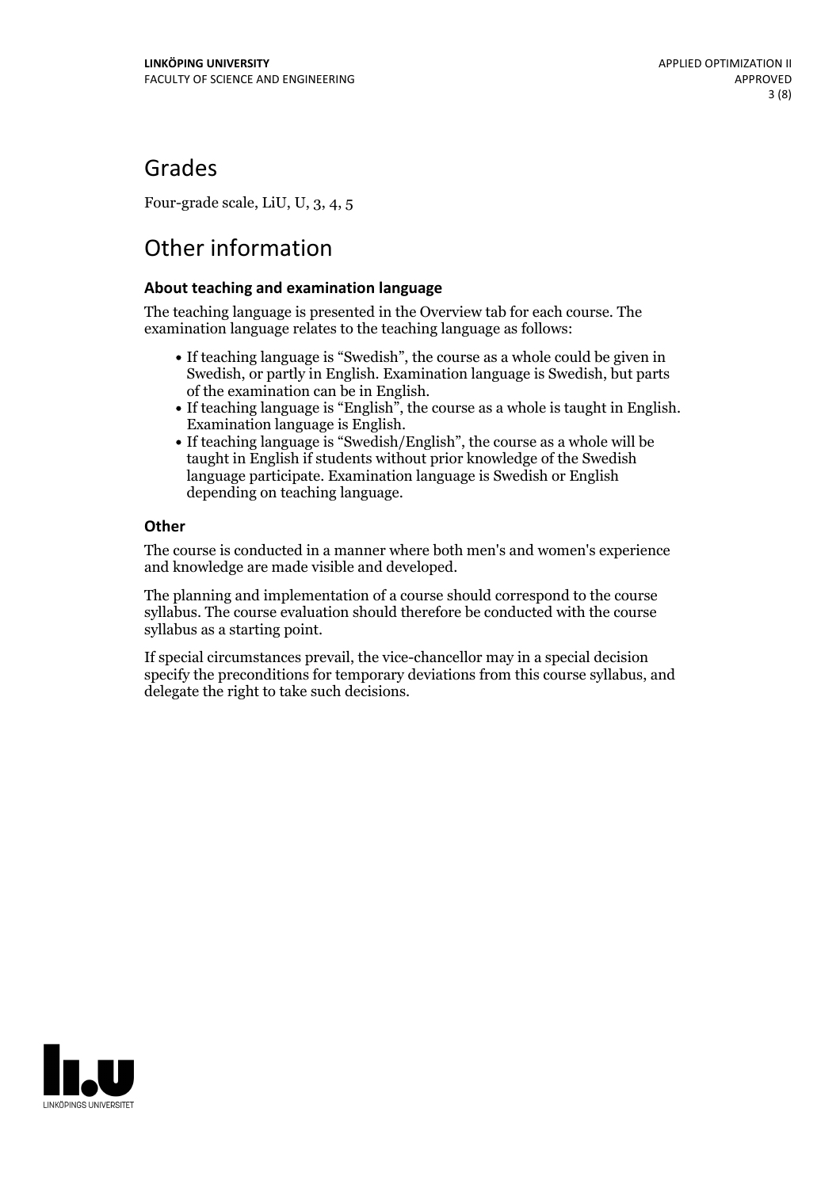# Grades

Four-grade scale, LiU, U, 3, 4, 5

# Other information

### About teaching and examination language

The teaching language is presented in the Overview tab for each course. The examination language relates to the teaching language as follows:

- If teaching language is "Swedish", the course as a whole could be given in Swedish, or partly in English. Examination language is Swedish, but parts of the examination can be in English.
- If teaching language is "English", the course as a whole is taught in English. Examination language is English.
- If teaching language is "Swedish/English", the course as a whole will be taught in English if students without prior knowledge of the Swedish language participate. Examination language is Swedish or English depending on teaching language.

### Other

The course is conducted in a manner where both men's and women's experience and knowledge are made visible and developed.

The planning and implementation of a course should correspond to the course syllabus. The course evaluation should therefore be conducted with the course syllabus as a starting point.

If special circumstances prevail, the vice-chancellor may in a special decision specify the preconditions for temporary deviations from this course syllabus, and delegate the right to take such decisions.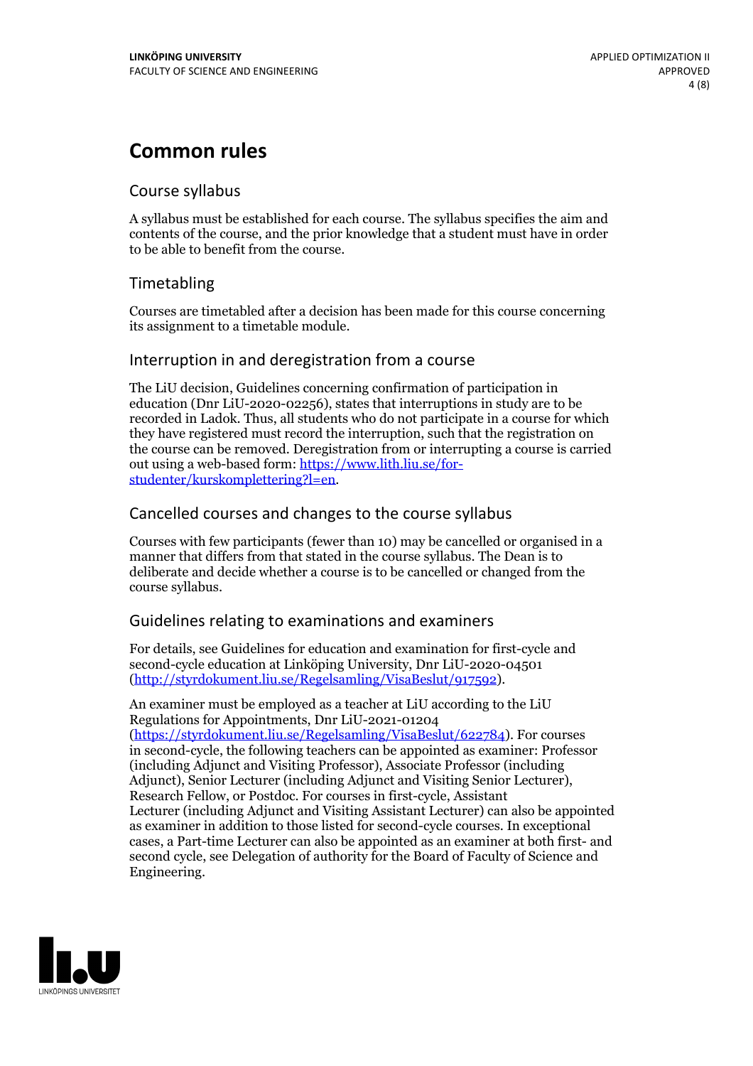# Common rules

## Course syllabus

A syllabus must be established for each course. The syllabus specifies the aim and contents of the course, and the prior knowledge that a student must have in order to be able to benefit from the course.

## Timetabling

Courses are timetabled after a decision has been made for this course concerning its assignment to a timetable module.

## Interruption in and deregistration from a course

The LiU decision, Guidelines concerning confirmation of participation in education (Dnr LiU-2020-02256), states that interruptions in study are to be recorded in Ladok. Thus, all students who do not participate in a course for which they have registered must record the interruption, such that the registration on the course can be removed. Deregistration from or interrupting a course is carried out using a web-based form: https://www.lith.liu.se/for-studenter/kurskomplettering?l=en.

## Cancelled courses and changes to the course syllabus

Courses with few participants (fewer than 10) may be cancelled or organised in a manner that differs from that stated in the course syllabus. The Dean is to deliberate and decide whether a course is to be cancelled or changed from the course syllabus.

## Guidelines relating to examinations and examiners

For details, see Guidelines for education and examination for first-cycle and second-cycle education at Linköping University, Dnr LiU-2020-04501 (http://styrdokument.liu.se/Regelsamling/VisaBeslut/917592).

An examiner must be employed as a teacher at LiU according to the LiU Regulations for Appointments, Dnr LiU-2021-01204 (https://styrdokument.liu.se/Regelsamling/VisaBeslut/622784). For courses in second-cycle, the following teachers can be appointed as examiner: Professor (including Adjunct and Visiting Professor), Associate Professor (including Adjunct), Senior Lecturer (including Adjunct and Visiting Senior Lecturer), Research Fellow, or Postdoc. For courses in first-cycle, Assistant Lecturer (including Adjunct and Visiting Assistant Lecturer) can also be appointed as examiner in addition to those listed for second-cycle courses. In exceptional cases, a Part-time Lecturer can also be appointed as an examiner at both first- and second cycle, see Delegation of authority for the Board of Faculty of Science and Engineering.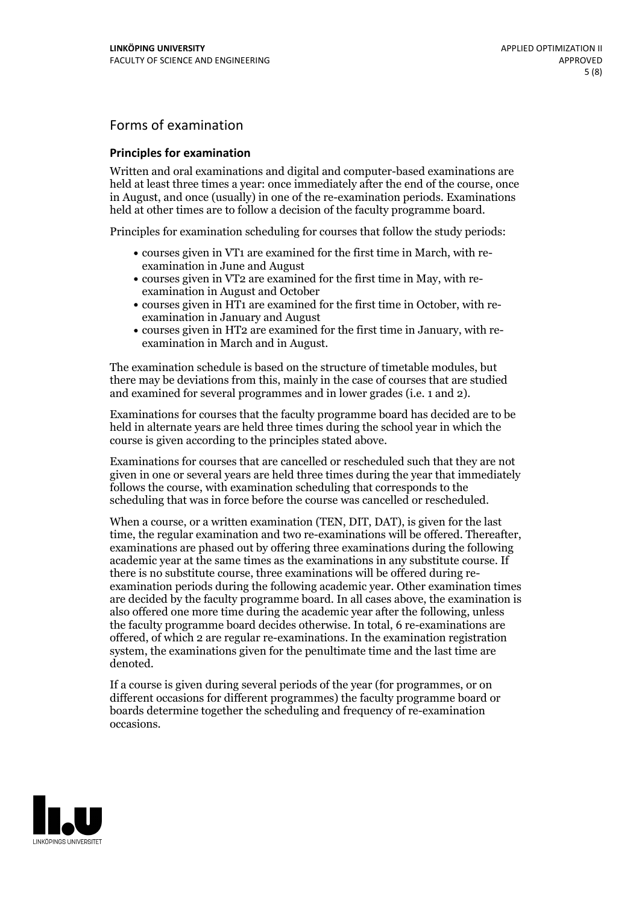## Forms of examination

### Principles for examination

Written and oral examinations and digital and computer-based examinations are held at least three times a year: once immediately after the end of the course, once in August, and once (usually) in one of the re-examination periods. Examinations held at other times are to follow a decision of the faculty programme board.

Principles for examination scheduling for courses that follow the study periods:

- courses given in VT1 are examined for the first time in March, with re-examination in June and August
- courses given in VT2 are examined for the first time in May, with re-examination in August and October
- courses given in HT1 are examined for the first time in October, with re-examination in January and August
- courses given in HT2 are examined for the first time in January, with re-examination in March and in August.

The examination schedule is based on the structure of timetable modules, but there may be deviations from this, mainly in the case of courses that are studied and examined for several programmes and in lower grades (i.e. 1 and 2).

Examinations for courses that the faculty programme board has decided are to be held in alternate years are held three times during the school year in which the course is given according to the principles stated above.

Examinations for courses that are cancelled or rescheduled such that they are not given in one or several years are held three times during the year that immediately follows the course, with examination scheduling that corresponds to the scheduling that was in force before the course was cancelled or rescheduled.

When a course, or a written examination (TEN, DIT, DAT), is given for the last time, the regular examination and two re-examinations will be offered. Thereafter, examinations are phased out by offering three examinations during the following academic year at the same times as the examinations in any substitute course. If there is no substitute course, three examinations will be offered during re-examination periods during the following academic year. Other examination times are decided by the faculty programme board. In all cases above, the examination is also offered one more time during the academic year after the following, unless the faculty programme board decides otherwise. In total, 6 re-examinations are offered, of which 2 are regular re-examinations. In the examination registration system, the examinations given for the penultimate time and the last time are denoted.

If a course is given during several periods of the year (for programmes, or on different occasions for different programmes) the faculty programme board or boards determine together the scheduling and frequency of re-examination occasions.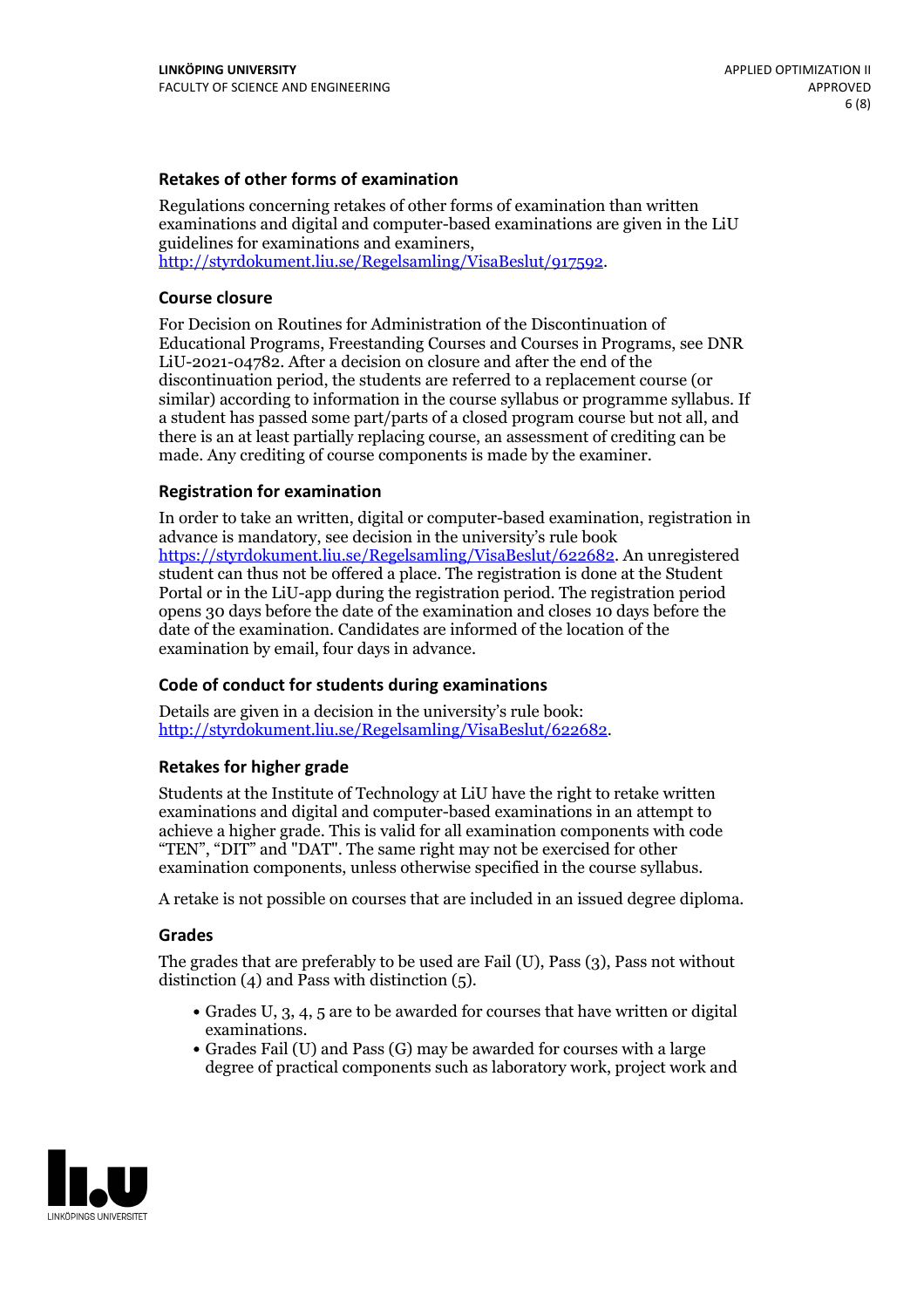### Retakes of other forms of examination

Regulations concerning retakes of other forms of examination than written examinations and digital and computer-based examinations are given in the LiU guidelines for examinations and examiners, http://styrdokument.liu.se/Regelsamling/VisaBeslut/917592.

### Course closure

For Decision on Routines for Administration of the Discontinuation of Educational Programs, Freestanding Courses and Courses in Programs, see DNR LiU-2021-04782. After a decision on closure and after the end of the discontinuation period, the students are referred to a replacement course (or similar) according to information in the course syllabus or programme syllabus. If a student has passed some part/parts of a closed program course but not all, and there is an at least partially replacing course, an assessment of crediting can be made. Any crediting of course components is made by the examiner.

### Registration for examination

In order to take an written, digital or computer-based examination, registration in advance is mandatory, see decision in the university's rule book https://styrdokument.liu.se/Regelsamling/VisaBeslut/622682. An unregistered student can thus not be offered a place. The registration is done at the Student Portal or in the LiU-app during the registration period. The registration period opens 30 days before the date of the examination and closes 10 days before the date of the examination. Candidates are informed of the location of the examination by email, four days in advance.

### Code of conduct for students during examinations

Details are given in a decision in the university's rule book: http://styrdokument.liu.se/Regelsamling/VisaBeslut/622682.

### Retakes for higher grade

Students at the Institute of Technology at LiU have the right to retake written examinations and digital and computer-based examinations in an attempt to achieve a higher grade. This is valid for all examination components with code "TEN", "DIT" and "DAT". The same right may not be exercised for other examination components, unless otherwise specified in the course syllabus.

A retake is not possible on courses that are included in an issued degree diploma.

### Grades

The grades that are preferably to be used are Fail (U), Pass (3), Pass not without distinction (4) and Pass with distinction (5).

- Grades U, 3, 4, 5 are to be awarded for courses that have written or digital examinations.
- Grades Fail (U) and Pass (G) may be awarded for courses with a large degree of practical components such as laboratory work, project work and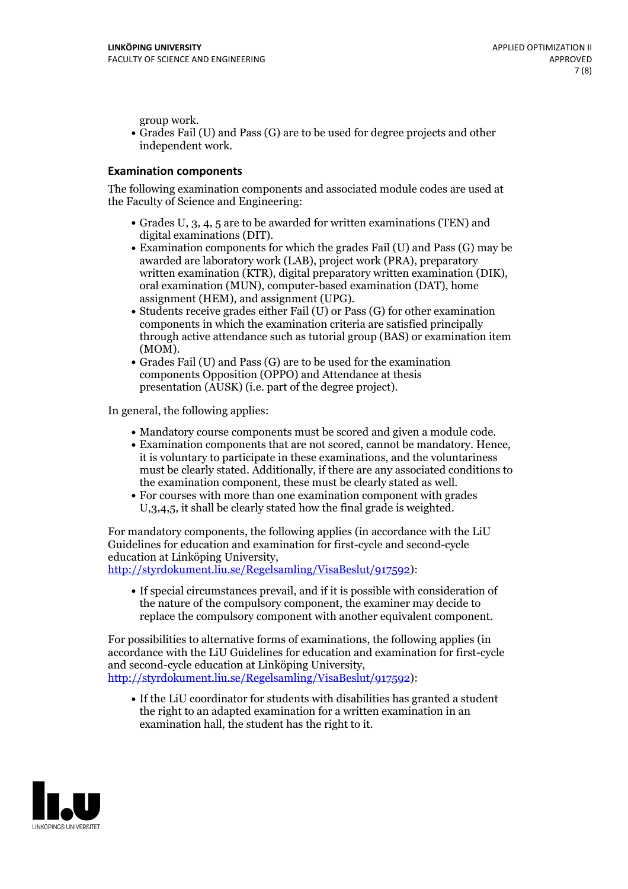group work.

- Grades Fail (U) and Pass (G) are to be used for degree projects and other independent work.

### Examination components

The following examination components and associated module codes are used at the Faculty of Science and Engineering:

- Grades U, 3, 4, 5 are to be awarded for written examinations (TEN) and digital examinations (DIT).
- Examination components for which the grades Fail (U) and Pass (G) may be awarded are laboratory work (LAB), project work (PRA), preparatory written examination (KTR), digital preparatory written examination (DIK), oral examination (MUN), computer-based examination (DAT), home assignment (HEM), and assignment (UPG).
- Students receive grades either Fail (U) or Pass (G) for other examination components in which the examination criteria are satisfied principally through active attendance such as tutorial group (BAS) or examination item (MOM).
- Grades Fail (U) and Pass (G) are to be used for the examination components Opposition (OPPO) and Attendance at thesis presentation (AUSK) (i.e. part of the degree project).

In general, the following applies:

- Mandatory course components must be scored and given a module code.
- Examination components that are not scored, cannot be mandatory. Hence, it is voluntary to participate in these examinations, and the voluntariness must be clearly stated. Additionally, if there are any associated conditions to the examination component, these must be clearly stated as well.
- For courses with more than one examination component with grades U,3,4,5, it shall be clearly stated how the final grade is weighted.

For mandatory components, the following applies (in accordance with the LiU Guidelines for education and examination for first-cycle and second-cycle education at Linköping University, http://styrdokument.liu.se/Regelsamling/VisaBeslut/917592):

- If special circumstances prevail, and if it is possible with consideration of the nature of the compulsory component, the examiner may decide to replace the compulsory component with another equivalent component.

For possibilities to alternative forms of examinations, the following applies (in accordance with the LiU Guidelines for education and examination for first-cycle and second-cycle education at Linköping University, http://styrdokument.liu.se/Regelsamling/VisaBeslut/917592):

- If the LiU coordinator for students with disabilities has granted a student the right to an adapted examination for a written examination in an examination hall, the student has the right to it.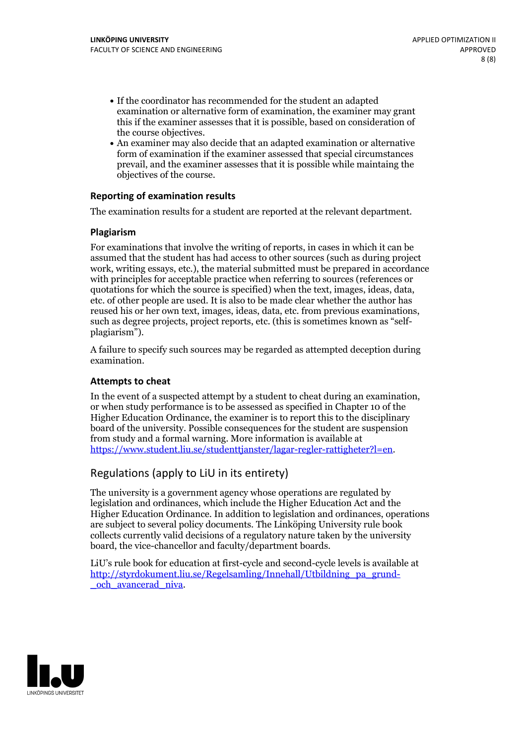- If the coordinator has recommended for the student an adapted examination or alternative form of examination, the examiner may grant this if the examiner assesses that it is possible, based on consideration of the course objectives.
- An examiner may also decide that an adapted examination or alternative form of examination if the examiner assessed that special circumstances prevail, and the examiner assesses that it is possible while maintaing the objectives of the course.

### Reporting of examination results

The examination results for a student are reported at the relevant department.

### Plagiarism

For examinations that involve the writing of reports, in cases in which it can be assumed that the student has had access to other sources (such as during project work, writing essays, etc.), the material submitted must be prepared in accordance with principles for acceptable practice when referring to sources (references or quotations for which the source is specified) when the text, images, ideas, data, etc. of other people are used. It is also to be made clear whether the author has reused his or her own text, images, ideas, data, etc. from previous examinations, such as degree projects, project reports, etc. (this is sometimes known as "self-plagiarism").

A failure to specify such sources may be regarded as attempted deception during examination.

### Attempts to cheat

In the event of a suspected attempt by a student to cheat during an examination, or when study performance is to be assessed as specified in Chapter 10 of the Higher Education Ordinance, the examiner is to report this to the disciplinary board of the university. Possible consequences for the student are suspension from study and a formal warning. More information is available at https://www.student.liu.se/studenttjanster/lagar-regler-rattigheter?l=en.

## Regulations (apply to LiU in its entirety)

The university is a government agency whose operations are regulated by legislation and ordinances, which include the Higher Education Act and the Higher Education Ordinance. In addition to legislation and ordinances, operations are subject to several policy documents. The Linköping University rule book collects currently valid decisions of a regulatory nature taken by the university board, the vice-chancellor and faculty/department boards.

LiU's rule book for education at first-cycle and second-cycle levels is available at http://styrdokument.liu.se/Regelsamling/Innehall/Utbildning_pa_grund-_och_avancerad_niva.